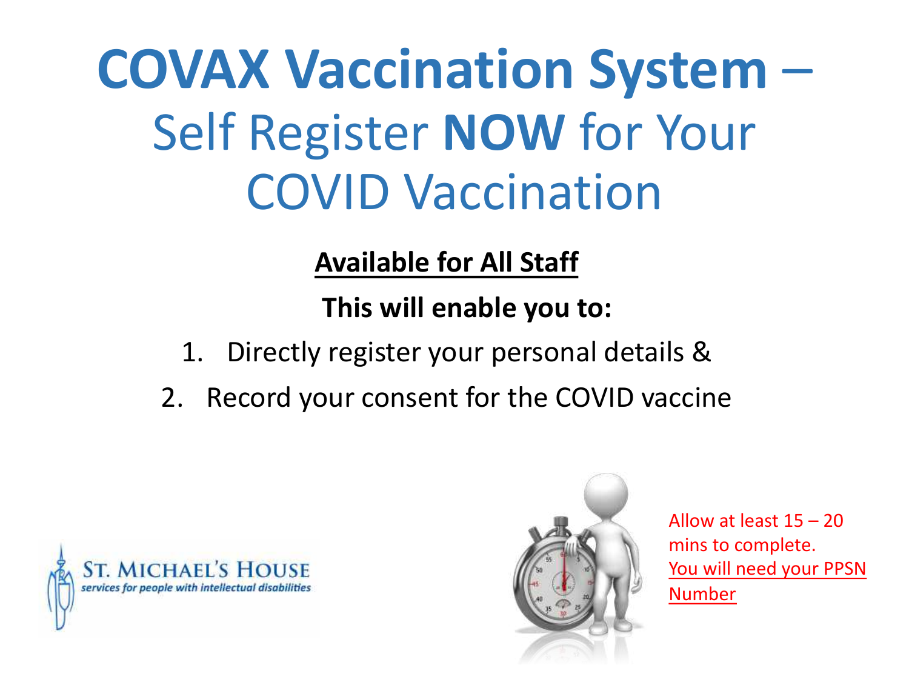# COVAX Vaccination System – Self Register **NOW** for Your COVID Vaccination

**Available for All Staff**

**This will enable you to:**

1. Directly register your personal details &
2. Record your consent for the COVID vaccine

ST. MICHAEL'S HOUSE
*services for people with intellectual disabilities*

Allow at least 15 – 20 mins to complete.
You will need your PPSN Number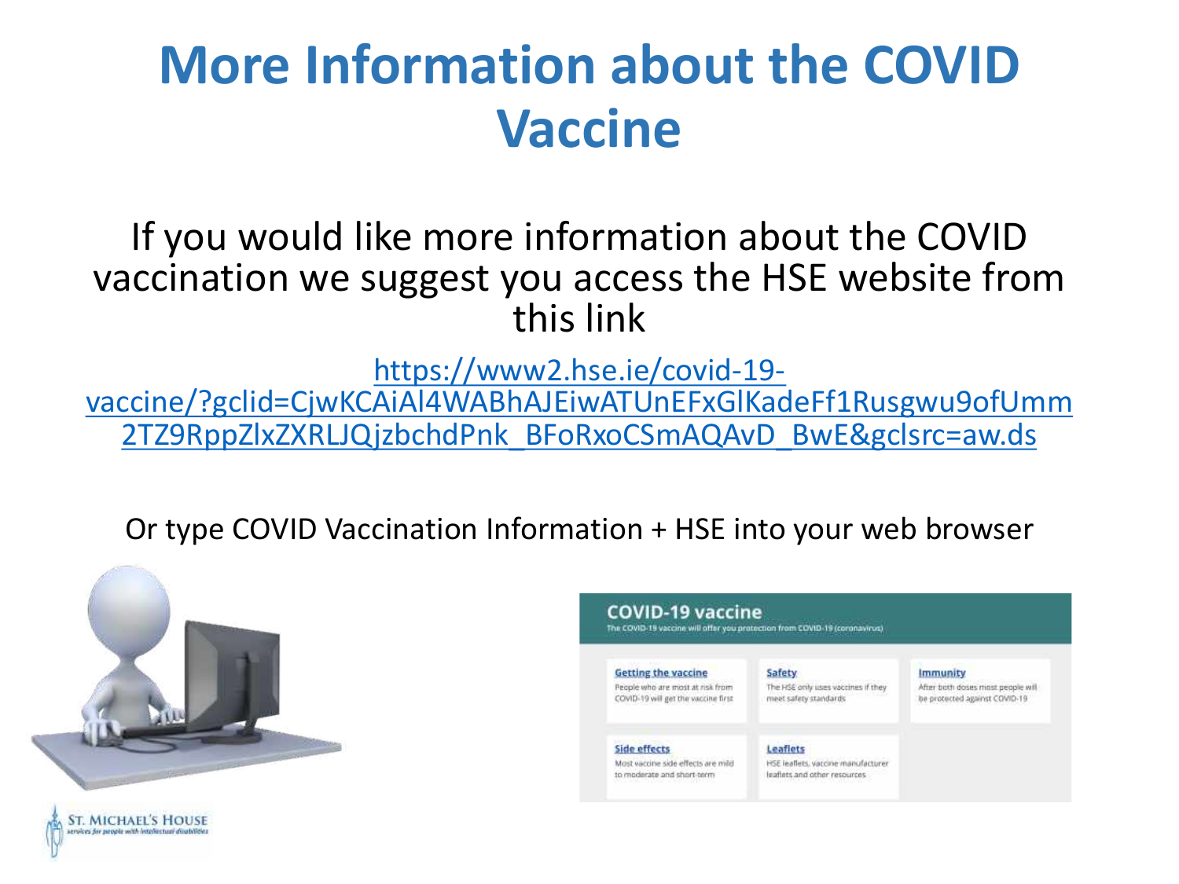# More Information about the COVID Vaccine

If you would like more information about the COVID vaccination we suggest you access the HSE website from this link

https://www2.hse.ie/covid-19-vaccine/?gclid=CjwKCAiAl4WABhAJEiwATUnEFxGlKadeFf1Rusgwu9ofUmm2TZ9RppZlxZXRLJQjzbchdPnk_BFoRxoCSmAQAvD_BwE&gclsrc=aw.ds

Or type COVID Vaccination Information + HSE into your web browser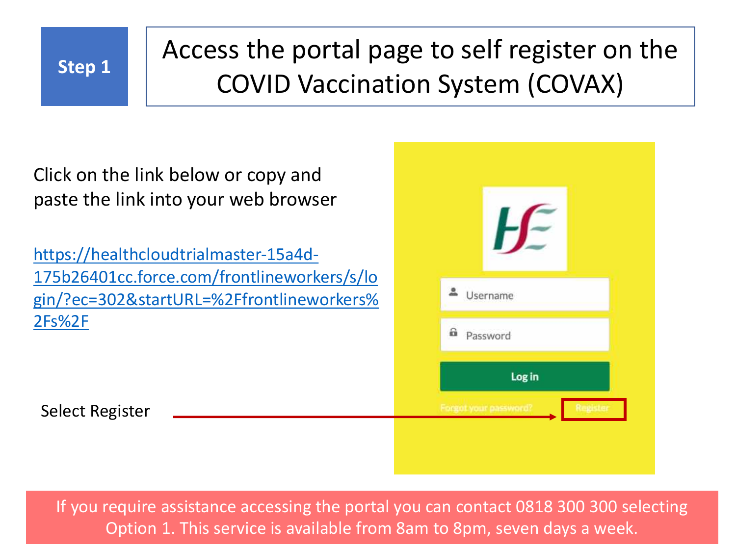# Step 1

## Access the portal page to self register on the COVID Vaccination System (COVAX)

Click on the link below or copy and paste the link into your web browser

https://healthcloudtrialmaster-15a4d-175b26401cc.force.com/frontlineworkers/s/login/?ec=302&startURL=%2Ffrontlineworkers%2Fs%2F

Select Register

If you require assistance accessing the portal you can contact 0818 300 300 selecting Option 1. This service is available from 8am to 8pm, seven days a week.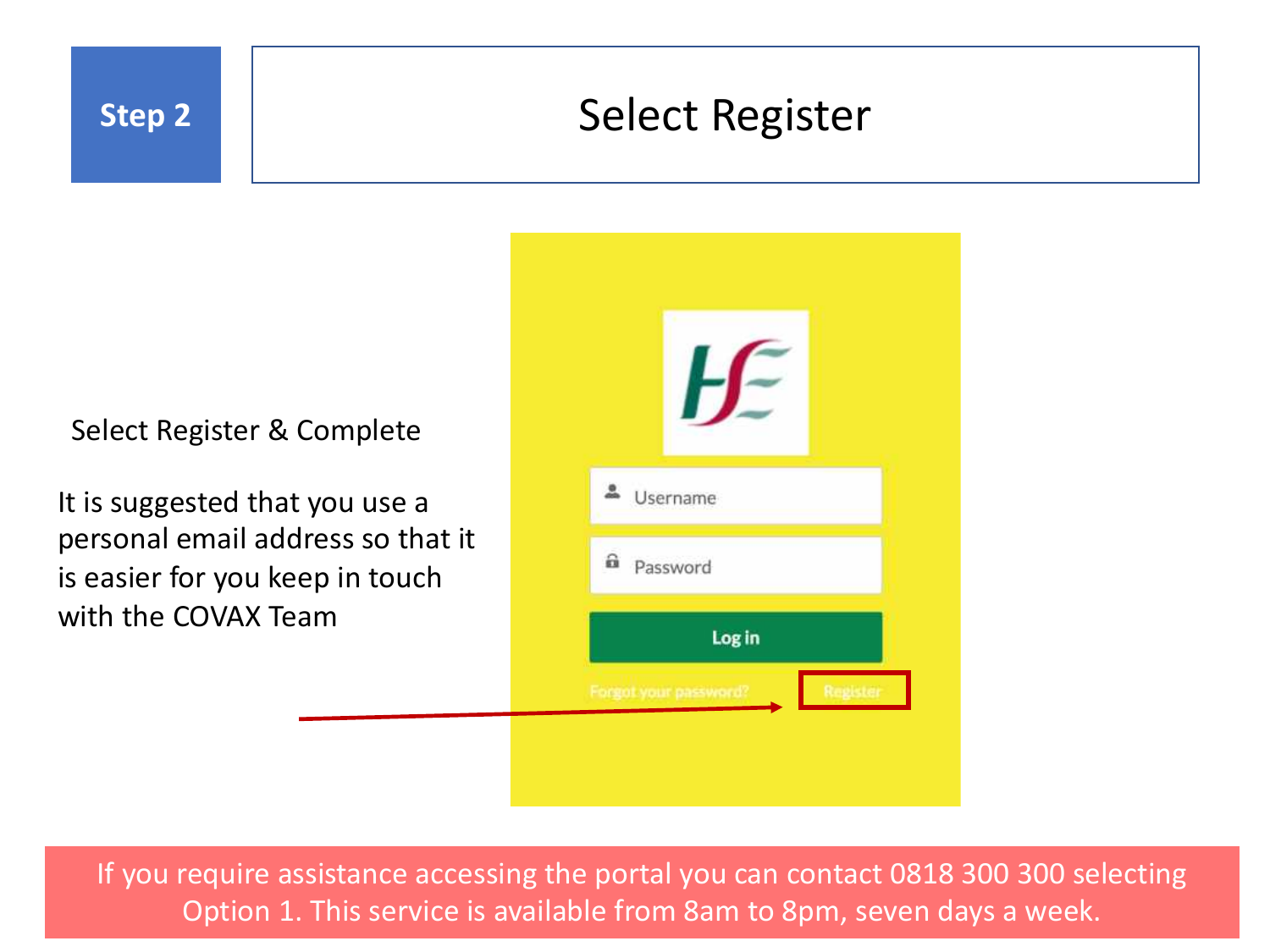**Step 2**

# Select Register

Select Register & Complete

It is suggested that you use a personal email address so that it is easier for you keep in touch with the COVAX Team

Username

Password

Log in

Forgot your password?

Register

If you require assistance accessing the portal you can contact 0818 300 300 selecting Option 1. This service is available from 8am to 8pm, seven days a week.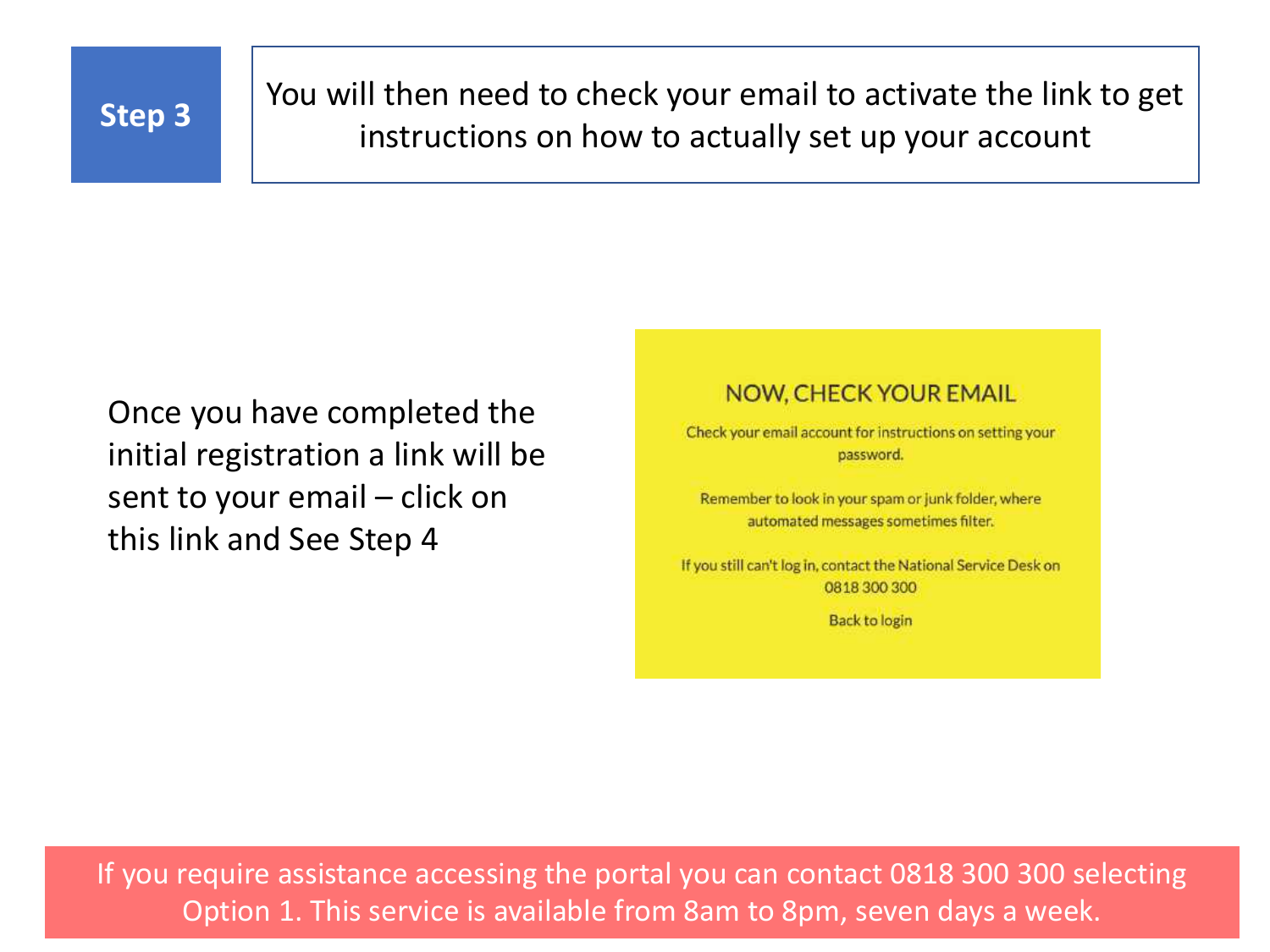## Step 3

You will then need to check your email to activate the link to get instructions on how to actually set up your account

Once you have completed the initial registration a link will be sent to your email – click on this link and See Step 4

**NOW, CHECK YOUR EMAIL**

Check your email account for instructions on setting your password.

Remember to look in your spam or junk folder, where automated messages sometimes filter.

If you still can't log in, contact the National Service Desk on 0818 300 300

Back to login

If you require assistance accessing the portal you can contact 0818 300 300 selecting Option 1. This service is available from 8am to 8pm, seven days a week.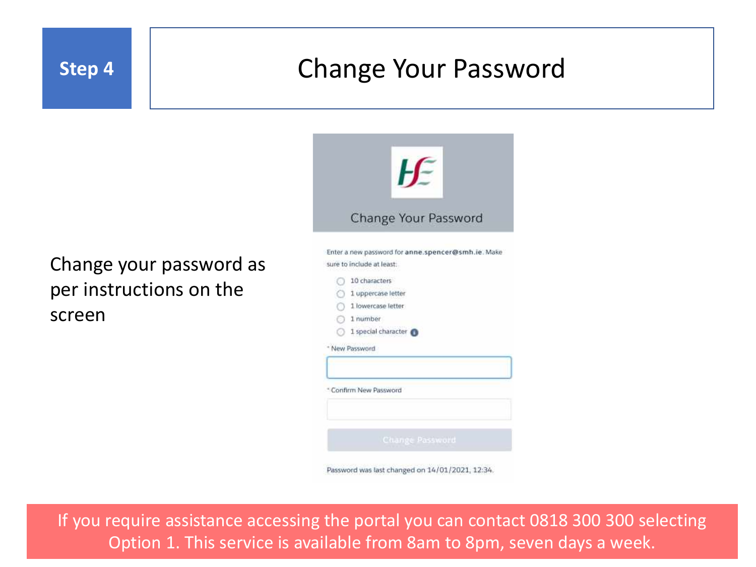**Step 4**

# Change Your Password

Change your password as per instructions on the screen

Change Your Password

Enter a new password for **anne.spencer@smh.ie**. Make sure to include at least:

- 10 characters
- 1 uppercase letter
- 1 lowercase letter
- 1 number
- 1 special character

\* New Password

\* Confirm New Password

Change Password

Password was last changed on 14/01/2021, 12:34.

If you require assistance accessing the portal you can contact 0818 300 300 selecting Option 1. This service is available from 8am to 8pm, seven days a week.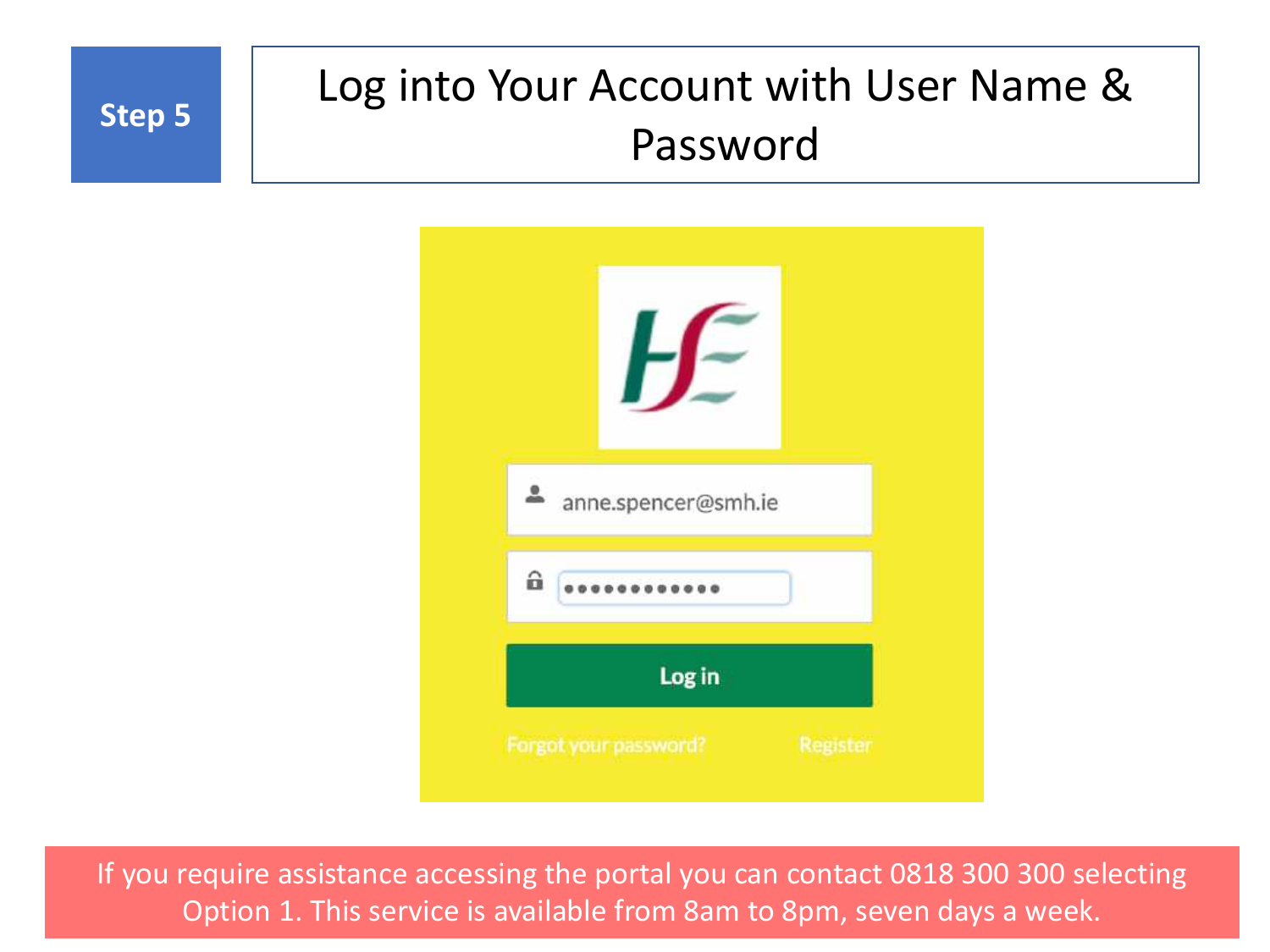**Step 5**

# Log into Your Account with User Name & Password

anne.spencer@smh.ie

●●●●●●●●●●●●●

Log in

Forgot your password? Register

If you require assistance accessing the portal you can contact 0818 300 300 selecting Option 1. This service is available from 8am to 8pm, seven days a week.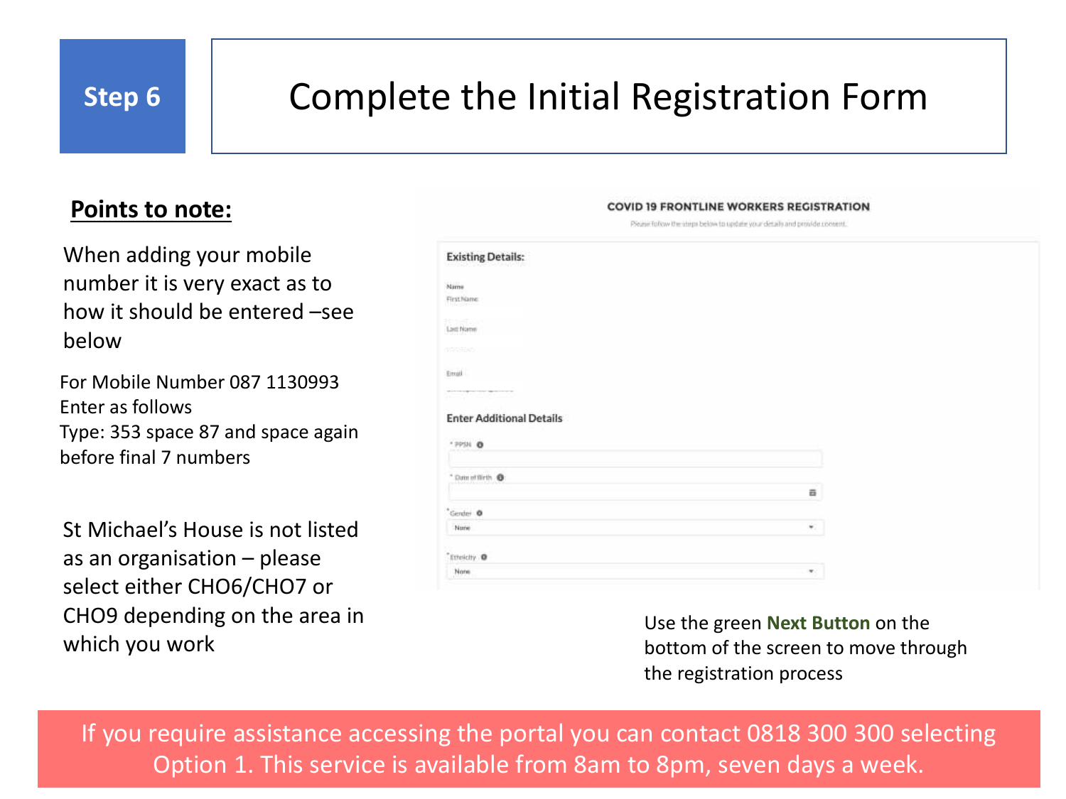## Step 6

# Complete the Initial Registration Form

**Points to note:**

When adding your mobile number it is very exact as to how it should be entered –see below

For Mobile Number 087 1130993
Enter as follows
Type: 353 space 87 and space again before final 7 numbers

St Michael's House is not listed as an organisation – please select either CHO6/CHO7 or CHO9 depending on the area in which you work

**COVID 19 FRONTLINE WORKERS REGISTRATION**

Please follow the steps below to update your details and provide consent.

**Existing Details:**

Name
First Name

Last Name

Email

**Enter Additional Details**

* PPSN

* Date of Birth

* Gender
None

* Ethnicity
None

Use the green **Next Button** on the bottom of the screen to move through the registration process

If you require assistance accessing the portal you can contact 0818 300 300 selecting Option 1. This service is available from 8am to 8pm, seven days a week.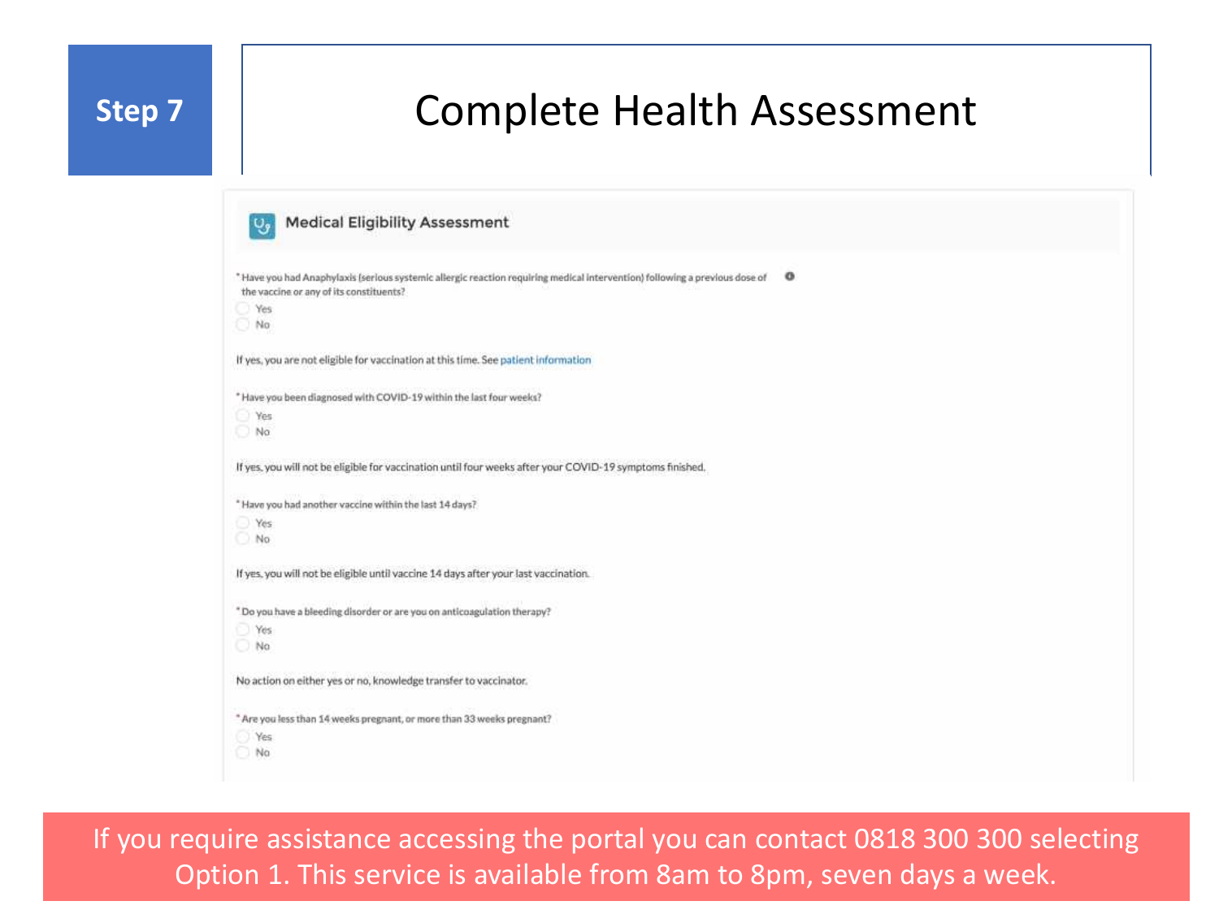**Step 7**

# Complete Health Assessment

## Medical Eligibility Assessment

*Have you had Anaphylaxis (serious systemic allergic reaction requiring medical intervention) following a previous dose of the vaccine or any of its constituents?

- Yes
- No

If yes, you are not eligible for vaccination at this time. See patient information

*Have you been diagnosed with COVID-19 within the last four weeks?

- Yes
- No

If yes, you will not be eligible for vaccination until four weeks after your COVID-19 symptoms finished.

*Have you had another vaccine within the last 14 days?

- Yes
- No

If yes, you will not be eligible until vaccine 14 days after your last vaccination.

*Do you have a bleeding disorder or are you on anticoagulation therapy?

- Yes
- No

No action on either yes or no, knowledge transfer to vaccinator.

*Are you less than 14 weeks pregnant, or more than 33 weeks pregnant?

- Yes
- No

If you require assistance accessing the portal you can contact 0818 300 300 selecting Option 1. This service is available from 8am to 8pm, seven days a week.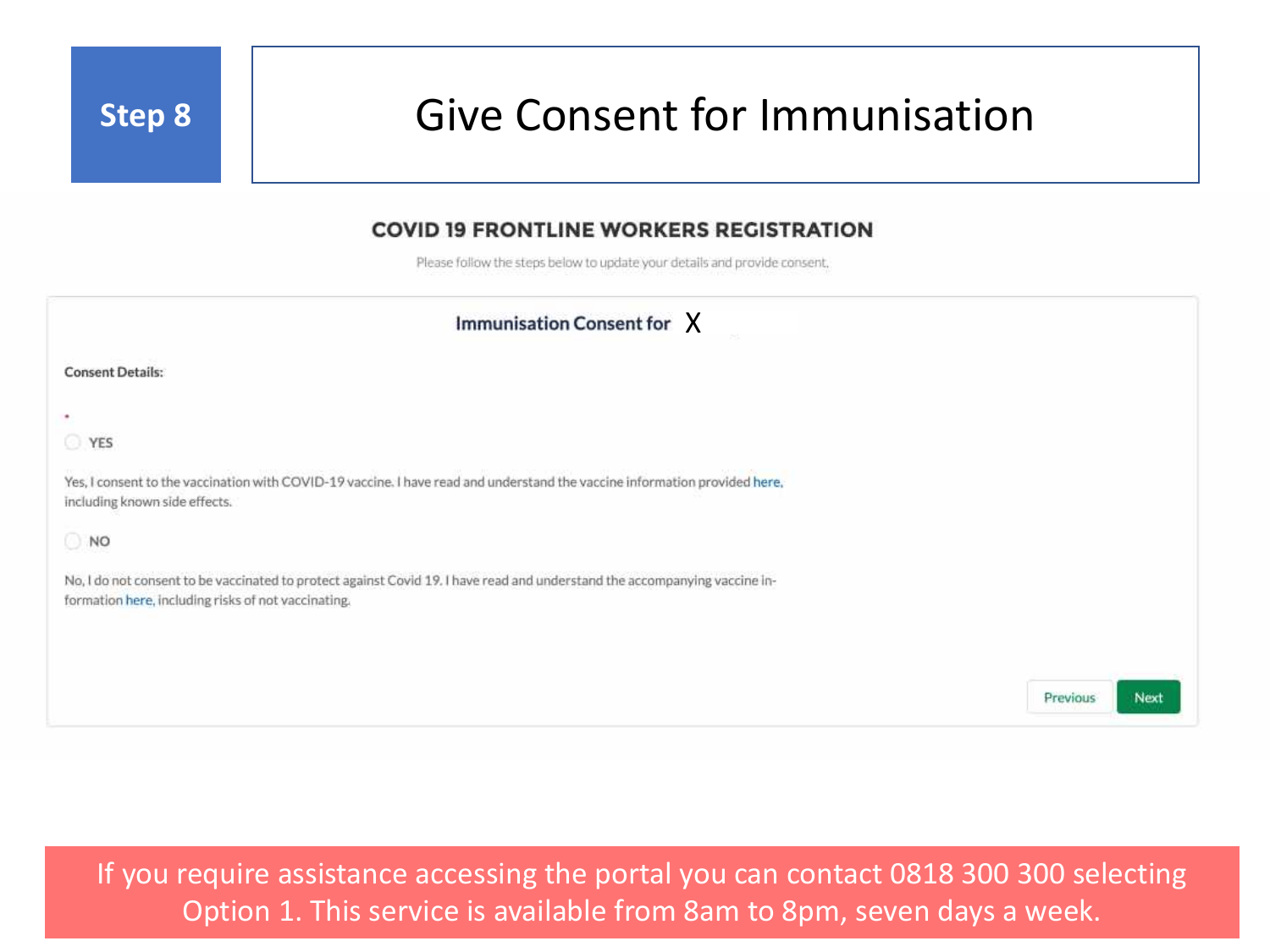**Step 8**

# Give Consent for Immunisation

## COVID 19 FRONTLINE WORKERS REGISTRATION

Please follow the steps below to update your details and provide consent.

### Immunisation Consent for X

**Consent Details:**

*

○ YES

Yes, I consent to the vaccination with COVID-19 vaccine. I have read and understand the vaccine information provided here, including known side effects.

○ NO

No, I do not consent to be vaccinated to protect against Covid 19. I have read and understand the accompanying vaccine information here, including risks of not vaccinating.

Previous | Next

If you require assistance accessing the portal you can contact 0818 300 300 selecting Option 1. This service is available from 8am to 8pm, seven days a week.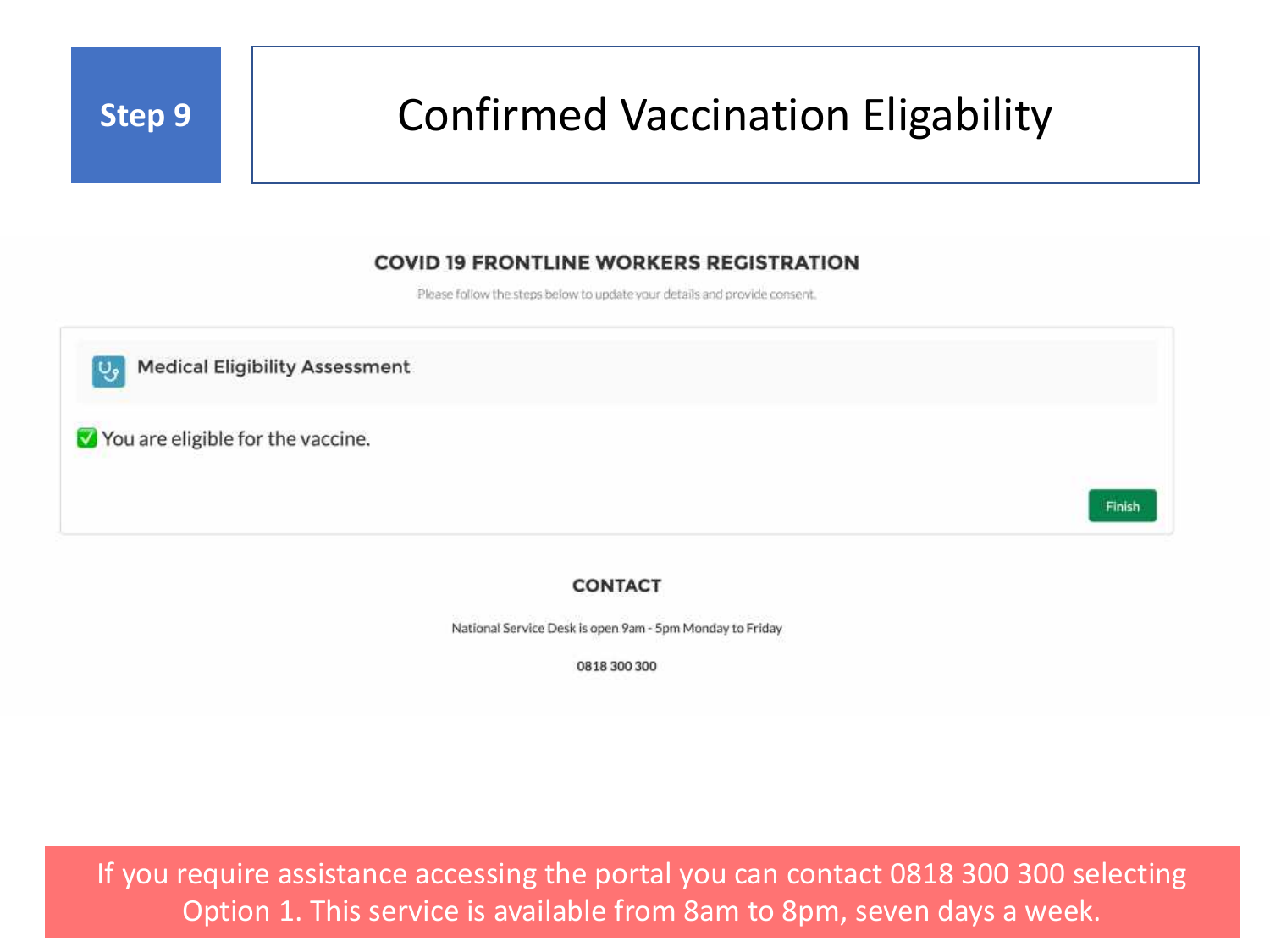# Step 9

## Confirmed Vaccination Eligability

### COVID 19 FRONTLINE WORKERS REGISTRATION

Please follow the steps below to update your details and provide consent.

**Medical Eligibility Assessment**

✅ You are eligible for the vaccine.

Finish

### CONTACT

National Service Desk is open 9am - 5pm Monday to Friday

0818 300 300

If you require assistance accessing the portal you can contact 0818 300 300 selecting Option 1. This service is available from 8am to 8pm, seven days a week.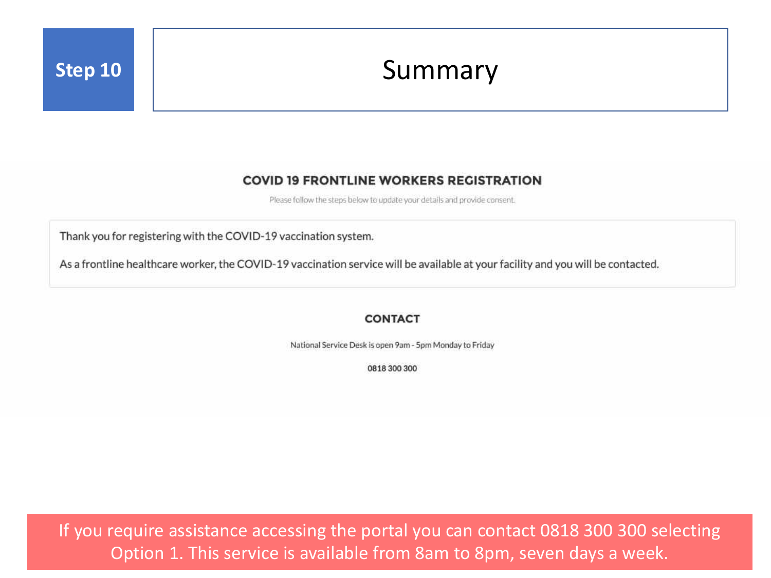## Step 10

# Summary

### COVID 19 FRONTLINE WORKERS REGISTRATION

Please follow the steps below to update your details and provide consent.

Thank you for registering with the COVID-19 vaccination system.

As a frontline healthcare worker, the COVID-19 vaccination service will be available at your facility and you will be contacted.

### CONTACT

National Service Desk is open 9am - 5pm Monday to Friday

0818 300 300

If you require assistance accessing the portal you can contact 0818 300 300 selecting Option 1. This service is available from 8am to 8pm, seven days a week.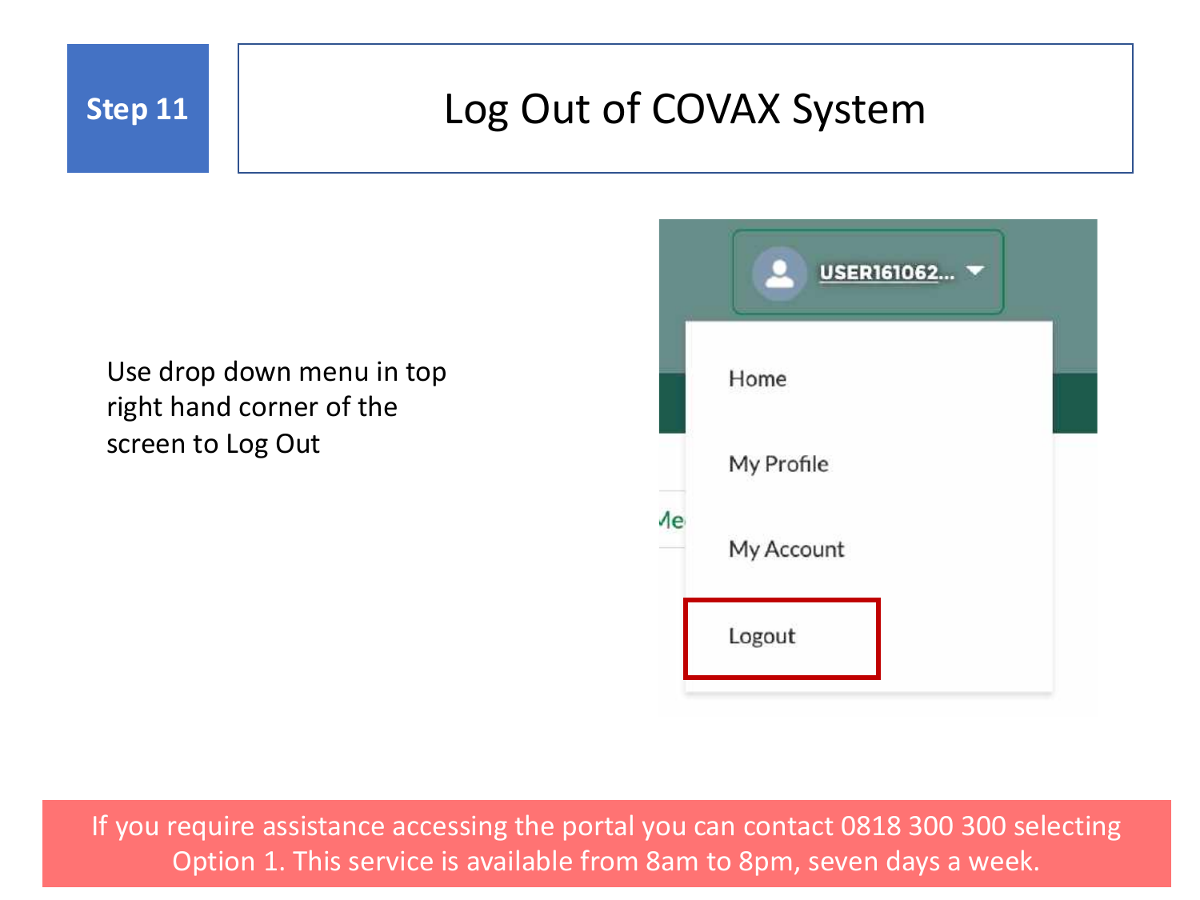**Step 11**

# Log Out of COVAX System

Use drop down menu in top right hand corner of the screen to Log Out

USER161062...

- Home
- My Profile
- My Account
- Logout

If you require assistance accessing the portal you can contact 0818 300 300 selecting Option 1. This service is available from 8am to 8pm, seven days a week.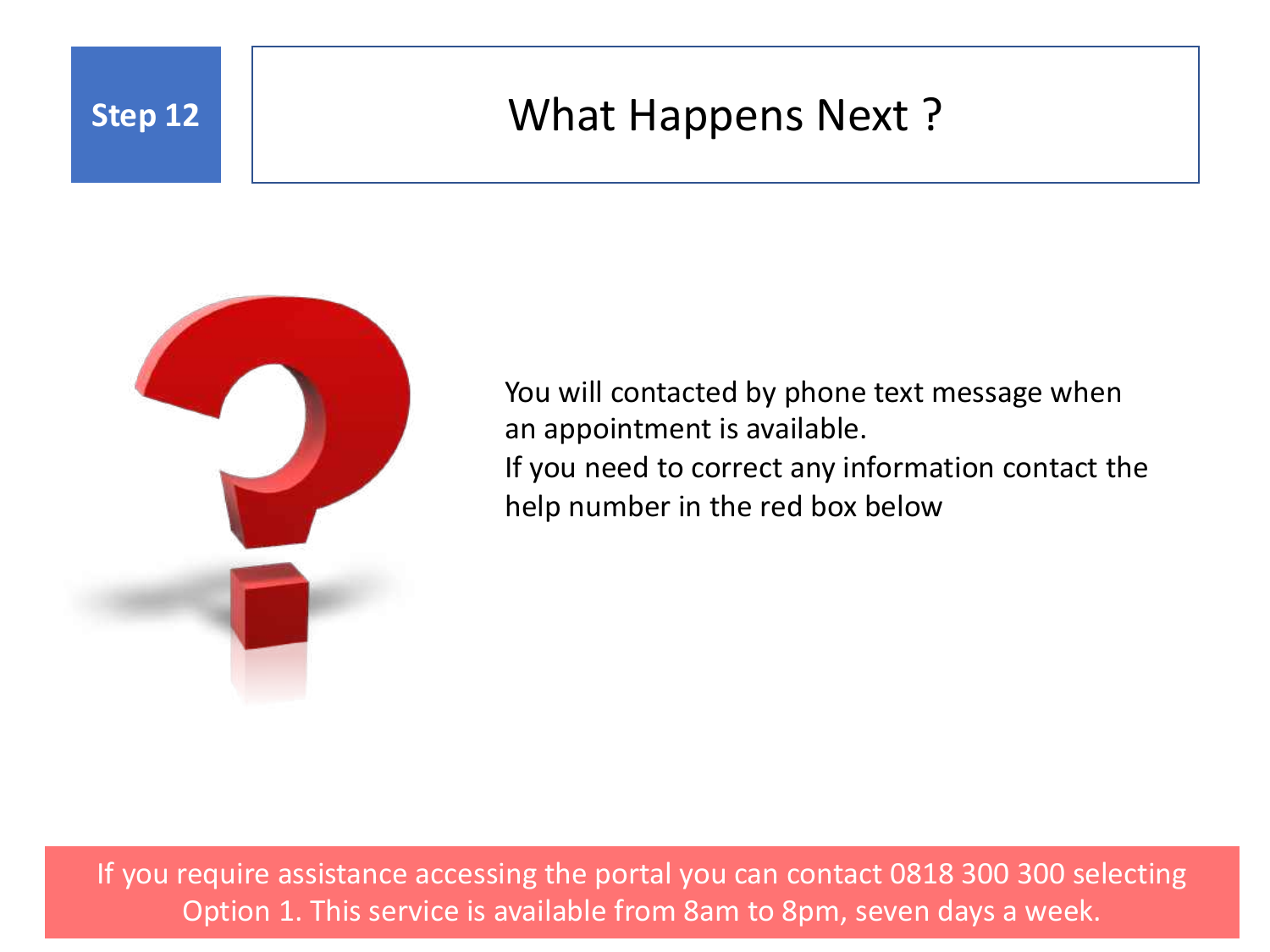**Step 12**

# What Happens Next ?

You will contacted by phone text message when an appointment is available.
If you need to correct any information contact the help number in the red box below

If you require assistance accessing the portal you can contact 0818 300 300 selecting Option 1. This service is available from 8am to 8pm, seven days a week.